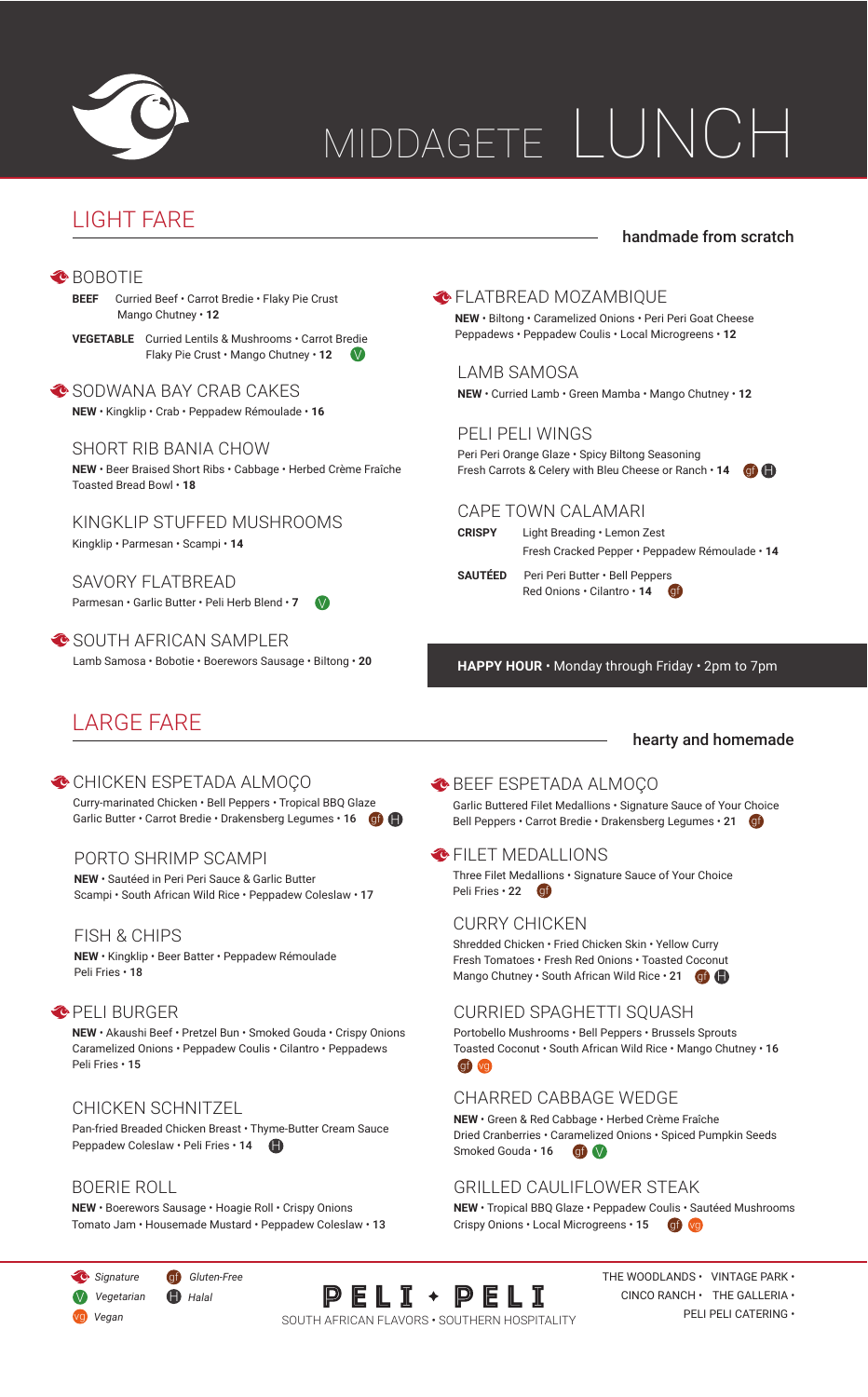# MIDDAGETE LUNCH

## LIGHT FARE

handmade from scratch

### BOBOTIE (Signature)

**BEEF** Curried Beef • Carrot Bredie • Flaky Pie Crust Mango Chutney • **12**

**VEGETABLE** Curried Lentils & Mushrooms • Carrot Bredie Flaky Pie Crust • Mango Chutney • **12** (V)

### SODWANA BAY CRAB CAKES (Signature)

**NEW** • Kingklip • Crab • Peppadew Rémoulade • **16**

### SHORT RIB BANIA CHOW

**NEW** • Beer Braised Short Ribs • Cabbage • Herbed Crème Fraîche Toasted Bread Bowl • **18**

### KINGKLIP STUFFED MUSHROOMS

Kingklip • Parmesan • Scampi • **14**

### SAVORY FLATBREAD

Parmesan • Garlic Butter • Peli Herb Blend • **7** (V)

### SOUTH AFRICAN SAMPLER (Signature)

Lamb Samosa • Bobotie • Boerewors Sausage • Biltong • **20**

### FLATBREAD MOZAMBIQUE (Signature)

**NEW** • Biltong • Caramelized Onions • Peri Peri Goat Cheese Peppadews • Peppadew Coulis • Local Microgreens • **12**

### LAMB SAMOSA

**NEW** • Curried Lamb • Green Mamba • Mango Chutney • **12**

### PELI PELI WINGS

Peri Peri Orange Glaze • Spicy Biltong Seasoning Fresh Carrots & Celery with Bleu Cheese or Ranch • **14** (gf) (H)

### CAPE TOWN CALAMARI

**CRISPY** Light Breading • Lemon Zest Fresh Cracked Pepper • Peppadew Rémoulade • **14**

**SAUTÉED** Peri Peri Butter • Bell Peppers Red Onions • Cilantro • **14** (gf)

**HAPPY HOUR** • Monday through Friday • 2pm to 7pm

## LARGE FARE

hearty and homemade

### CHICKEN ESPETADA ALMOÇO (Signature)

Curry-marinated Chicken • Bell Peppers • Tropical BBQ Glaze Garlic Butter • Carrot Bredie • Drakensberg Legumes • **16** (gf) (H)

### PORTO SHRIMP SCAMPI

**NEW** • Sautéed in Peri Peri Sauce & Garlic Butter Scampi • South African Wild Rice • Peppadew Coleslaw • **17**

### FISH & CHIPS

**NEW** • Kingklip • Beer Batter • Peppadew Rémoulade Peli Fries • **18**

### PELI BURGER (Signature)

**NEW** • Akaushi Beef • Pretzel Bun • Smoked Gouda • Crispy Onions Caramelized Onions • Peppadew Coulis • Cilantro • Peppadews Peli Fries • **15**

### CHICKEN SCHNITZEL

Pan-fried Breaded Chicken Breast • Thyme-Butter Cream Sauce Peppadew Coleslaw • Peli Fries • **14** (H)

### BOERIE ROLL

**NEW** • Boerewors Sausage • Hoagie Roll • Crispy Onions Tomato Jam • Housemade Mustard • Peppadew Coleslaw • **13**

### BEEF ESPETADA ALMOÇO (Signature)

Garlic Buttered Filet Medallions • Signature Sauce of Your Choice Bell Peppers • Carrot Bredie • Drakensberg Legumes • **21** (gf)

### FILET MEDALLIONS (Signature)

Three Filet Medallions • Signature Sauce of Your Choice Peli Fries • **22** (gf)

### CURRY CHICKEN

Shredded Chicken • Fried Chicken Skin • Yellow Curry Fresh Tomatoes • Fresh Red Onions • Toasted Coconut Mango Chutney • South African Wild Rice • **21** (gf) (H)

### CURRIED SPAGHETTI SQUASH

Portobello Mushrooms • Bell Peppers • Brussels Sprouts Toasted Coconut • South African Wild Rice • Mango Chutney • **16** (gf) (vg)

### CHARRED CABBAGE WEDGE

**NEW** • Green & Red Cabbage • Herbed Crème Fraîche Dried Cranberries • Caramelized Onions • Spiced Pumpkin Seeds Smoked Gouda • **16** (gf) (V)

### GRILLED CAULIFLOWER STEAK

**NEW** • Tropical BBQ Glaze • Peppadew Coulis • Sautéed Mushrooms Crispy Onions • Local Microgreens • **15** (gf) (vg)

---

*Signature* · (gf) *Gluten-Free* · (V) *Vegetarian* · (H) *Halal* · (vg) *Vegan*

**PELI ✦ PELI**

SOUTH AFRICAN FLAVORS • SOUTHERN HOSPITALITY

THE WOODLANDS • VINTAGE PARK • CINCO RANCH • THE GALLERIA • PELI PELI CATERING •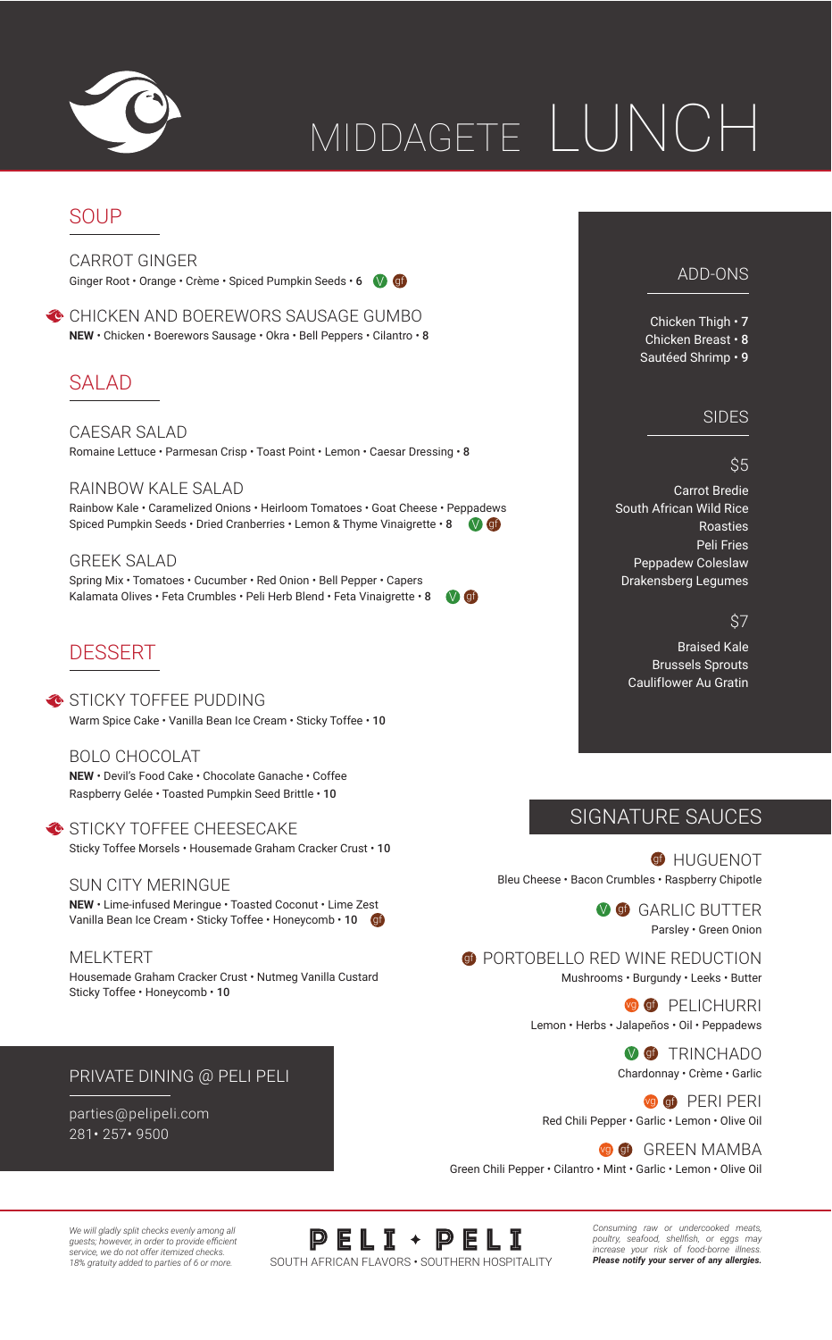# MIDDAGETE LUNCH

## SOUP

### CARROT GINGER
Ginger Root • Orange • Crème • Spiced Pumpkin Seeds • **6** V gf

### CHICKEN AND BOEREWORS SAUSAGE GUMBO
**NEW** • Chicken • Boerewors Sausage • Okra • Bell Peppers • Cilantro • **8**

## SALAD

### CAESAR SALAD
Romaine Lettuce • Parmesan Crisp • Toast Point • Lemon • Caesar Dressing • **8**

### RAINBOW KALE SALAD
Rainbow Kale • Caramelized Onions • Heirloom Tomatoes • Goat Cheese • Peppadews
Spiced Pumpkin Seeds • Dried Cranberries • Lemon & Thyme Vinaigrette • **8** V gf

### GREEK SALAD
Spring Mix • Tomatoes • Cucumber • Red Onion • Bell Pepper • Capers
Kalamata Olives • Feta Crumbles • Peli Herb Blend • Feta Vinaigrette • **8** V gf

## DESSERT

### STICKY TOFFEE PUDDING
Warm Spice Cake • Vanilla Bean Ice Cream • Sticky Toffee • **10**

### BOLO CHOCOLAT
**NEW** • Devil's Food Cake • Chocolate Ganache • Coffee
Raspberry Gelée • Toasted Pumpkin Seed Brittle • **10**

### STICKY TOFFEE CHEESECAKE
Sticky Toffee Morsels • Housemade Graham Cracker Crust • **10**

### SUN CITY MERINGUE
**NEW** • Lime-infused Meringue • Toasted Coconut • Lime Zest
Vanilla Bean Ice Cream • Sticky Toffee • Honeycomb • **10** gf

### MELKTERT
Housemade Graham Cracker Crust • Nutmeg Vanilla Custard
Sticky Toffee • Honeycomb • **10**

## ADD-ONS

Chicken Thigh • **7**
Chicken Breast • **8**
Sautéed Shrimp • **9**

## SIDES

$5

- Carrot Bredie
- South African Wild Rice
- Roasties
- Peli Fries
- Peppadew Coleslaw
- Drakensberg Legumes

$7

- Braised Kale
- Brussels Sprouts
- Cauliflower Au Gratin

## SIGNATURE SAUCES

### gf HUGUENOT
Bleu Cheese • Bacon Crumbles • Raspberry Chipotle

### V gf GARLIC BUTTER
Parsley • Green Onion

### gf PORTOBELLO RED WINE REDUCTION
Mushrooms • Burgundy • Leeks • Butter

### vg gf PELICHURRI
Lemon • Herbs • Jalapeños • Oil • Peppadews

### V gf TRINCHADO
Chardonnay • Crème • Garlic

### vg gf PERI PERI
Red Chili Pepper • Garlic • Lemon • Olive Oil

### vg gf GREEN MAMBA
Green Chili Pepper • Cilantro • Mint • Garlic • Lemon • Olive Oil

## PRIVATE DINING @ PELI PELI

parties@pelipeli.com
281• 257• 9500

*We will gladly split checks evenly among all guests; however, in order to provide efficient service, we do not offer itemized checks. 18% gratuity added to parties of 6 or more.*

PELI ✦ PELI
SOUTH AFRICAN FLAVORS • SOUTHERN HOSPITALITY

*Consuming raw or undercooked meats, poultry, seafood, shellfish, or eggs may increase your risk of food-borne illness.* ***Please notify your server of any allergies.***